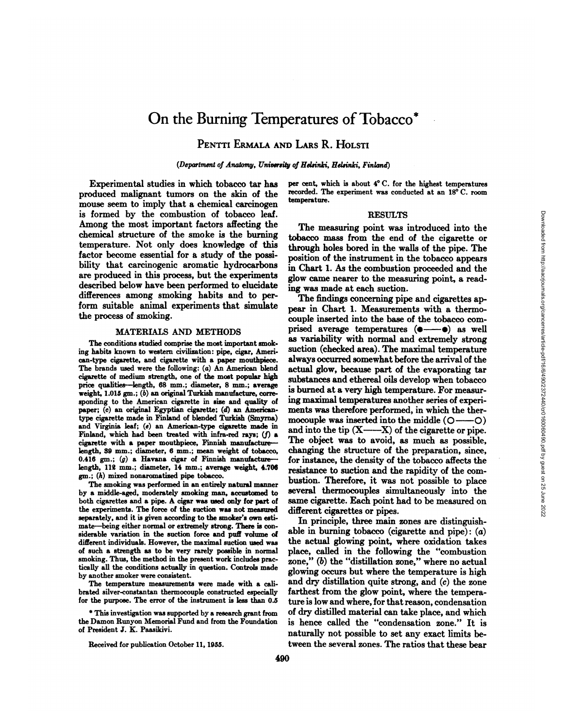# On the Burning Temperatures of Tobacco*

PENTTI ERMALA AND LARS R. HOLSTI

*(Department of Anatomy, University of Helsinki, Helsinki, Finland)*

Experimental studies in which tobacco tar has produced malignant tumors on the skin of the mouse seem to imply that a chemical carcinogen is formed by the combustion of tobacco leaf. Among the most important factors affecting the chemical structure of the smoke is the burning temperature. Not only does knowledge of this factor become essential for a study of the possibility that carcinogenic aromatic hydrocarbons are produced in this process, but the experiments described below have been performed to elucidate differences among smoking habits and to perform suitable animal experiments that simulate the process of smoking.

## MATERIALS AND METHODS

The conditions studied comprise the most important smoking habits known to western civilization: pipe, cigar, American-type cigarette, and cigarette with a paper mouthpiece. The brands used were the following: (*a*) An American blend cigarette of medium strength, one of the most popular high price qualities—length, 68 mm.; diameter, 8 mm.; average weight, 1.015 gm.; (*b*) an original Turkish manufacture, corresponding to the American cigarette in size and quality of paper; (*c*) an original Egyptian cigarette; (*d*) an American-type cigarette made in Finland of blended Turkish (Smyrna) and Virginia leaf; (*e*) an American-type cigarette made in Finland, which had been treated with infra-red rays; (*f*) a cigarette with a paper mouthpiece, Finnish manufacture—length, 39 mm.; diameter, 6 mm.; mean weight of tobacco, 0.416 gm.; (*g*) a Havana cigar of Finnish manufacture—length, 112 mm.; diameter, 14 mm.; average weight, 4.706 gm.; (*h*) mixed nonaromatized pipe tobacco.

The smoking was performed in an entirely natural manner by a middle-aged, moderately smoking man, accustomed to both cigarettes and a pipe. A cigar was used only for part of the experiments. The force of the suction was not measured separately, and it is given according to the smoker's own estimate—being either normal or extremely strong. There is considerable variation in the suction force and puff volume of different individuals. However, the maximal suction used was of such a strength as to be very rarely possible in normal smoking. Thus, the method in the present work includes practically all the conditions actually in question. Controls made by another smoker were consistent.

The temperature measurements were made with a calibrated silver-constantan thermocouple constructed especially for the purpose. The error of the instrument is less than 0.5 per cent, which is about 4° C. for the highest temperatures recorded. The experiment was conducted at an 18° C. room temperature.

\* This investigation was supported by a research grant from the Damon Runyon Memorial Fund and from the Foundation of President J. K. Paasikivi.

Received for publication October 11, 1955.

## RESULTS

The measuring point was introduced into the tobacco mass from the end of the cigarette or through holes bored in the walls of the pipe. The position of the instrument in the tobacco appears in Chart 1. As the combustion proceeded and the glow came nearer to the measuring point, a reading was made at each suction.

The findings concerning pipe and cigarettes appear in Chart 1. Measurements with a thermocouple inserted into the base of the tobacco comprised average temperatures (●——●) as well as variability with normal and extremely strong suction (checked area). The maximal temperature always occurred somewhat before the arrival of the actual glow, because part of the evaporating tar substances and ethereal oils develop when tobacco is burned at a very high temperature. For measuring maximal temperatures another series of experiments was therefore performed, in which the thermocouple was inserted into the middle (○——○) and into the tip (X——X) of the cigarette or pipe. The object was to avoid, as much as possible, changing the structure of the preparation, since, for instance, the density of the tobacco affects the resistance to suction and the rapidity of the combustion. Therefore, it was not possible to place several thermocouples simultaneously into the same cigarette. Each point had to be measured on different cigarettes or pipes.

In principle, three main zones are distinguishable in burning tobacco (cigarette and pipe): (*a*) the actual glowing point, where oxidation takes place, called in the following the "combustion zone," (*b*) the "distillation zone," where no actual glowing occurs but where the temperature is high and dry distillation quite strong, and (*c*) the zone farthest from the glow point, where the temperature is low and where, for that reason, condensation of dry distilled material can take place, and which is hence called the "condensation zone." It is naturally not possible to set any exact limits between the several zones. The ratios that these bear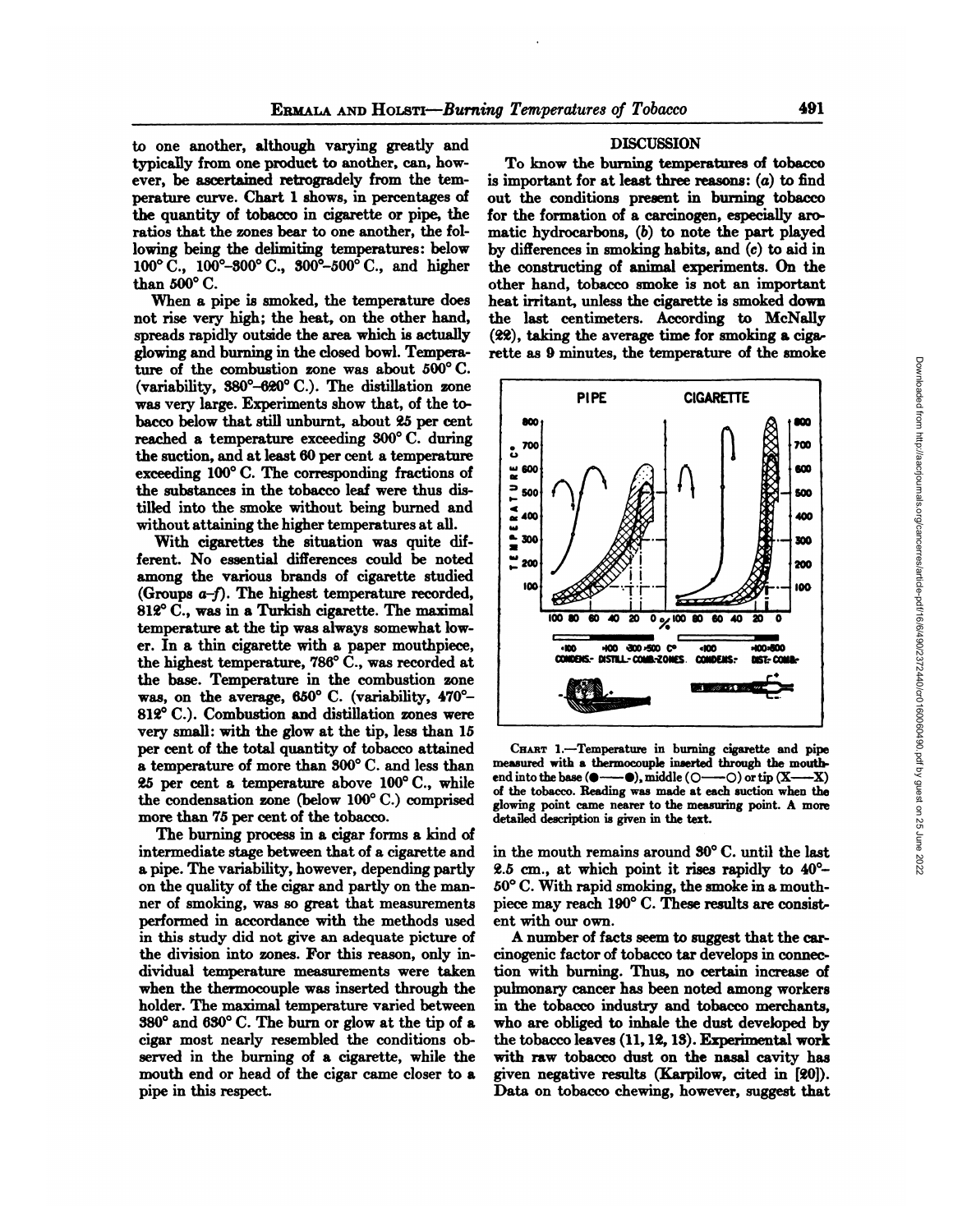to one another, although varying greatly and typically from one product to another, can, however, be ascertained retrogradely from the temperature curve. Chart 1 shows, in percentages of the quantity of tobacco in cigarette or pipe, the ratios that the zones bear to one another, the following being the delimiting temperatures: below 100° C., 100°–300° C., 300°–500° C., and higher than 500° C.

When a pipe is smoked, the temperature does not rise very high; the heat, on the other hand, spreads rapidly outside the area which is actually glowing and burning in the closed bowl. Temperature of the combustion zone was about 500° C. (variability, 380°–620° C.). The distillation zone was very large. Experiments show that, of the tobacco below that still unburnt, about 25 per cent reached a temperature exceeding 300° C. during the suction, and at least 60 per cent a temperature exceeding 100° C. The corresponding fractions of the substances in the tobacco leaf were thus distilled into the smoke without being burned and without attaining the higher temperatures at all.

With cigarettes the situation was quite different. No essential differences could be noted among the various brands of cigarette studied (Groups *a–f*). The highest temperature recorded, 812° C., was in a Turkish cigarette. The maximal temperature at the tip was always somewhat lower. In a thin cigarette with a paper mouthpiece, the highest temperature, 786° C., was recorded at the base. Temperature in the combustion zone was, on the average, 650° C. (variability, 470°–812° C.). Combustion and distillation zones were very small: with the glow at the tip, less than 15 per cent of the total quantity of tobacco attained a temperature of more than 300° C. and less than 25 per cent a temperature above 100° C., while the condensation zone (below 100° C.) comprised more than 75 per cent of the tobacco.

The burning process in a cigar forms a kind of intermediate stage between that of a cigarette and a pipe. The variability, however, depending partly on the quality of the cigar and partly on the manner of smoking, was so great that measurements performed in accordance with the methods used in this study did not give an adequate picture of the division into zones. For this reason, only individual temperature measurements were taken when the thermocouple was inserted through the holder. The maximal temperature varied between 380° and 630° C. The burn or glow at the tip of a cigar most nearly resembled the conditions observed in the burning of a cigarette, while the mouth end or head of the cigar came closer to a pipe in this respect.

## DISCUSSION

To know the burning temperatures of tobacco is important for at least three reasons: (*a*) to find out the conditions present in burning tobacco for the formation of a carcinogen, especially aromatic hydrocarbons, (*b*) to note the part played by differences in smoking habits, and (*c*) to aid in the constructing of animal experiments. On the other hand, tobacco smoke is not an important heat irritant, unless the cigarette is smoked down the last centimeters. According to McNally (22), taking the average time for smoking a cigarette as 9 minutes, the temperature of the smoke in the mouth remains around 30° C. until the last 2.5 cm., at which point it rises rapidly to 40°–50° C. With rapid smoking, the smoke in a mouthpiece may reach 190° C. These results are consistent with our own.

CHART 1.—Temperature in burning cigarette and pipe measured with a thermocouple inserted through the mouth-end into the base (●——●), middle (○——○) or tip (X——X) of the tobacco. Reading was made at each suction when the glowing point came nearer to the measuring point. A more detailed description is given in the text.

A number of facts seem to suggest that the carcinogenic factor of tobacco tar develops in connection with burning. Thus, no certain increase of pulmonary cancer has been noted among workers in the tobacco industry and tobacco merchants, who are obliged to inhale the dust developed by the tobacco leaves (11, 12, 13). Experimental work with raw tobacco dust on the nasal cavity has given negative results (Karpilow, cited in [20]). Data on tobacco chewing, however, suggest that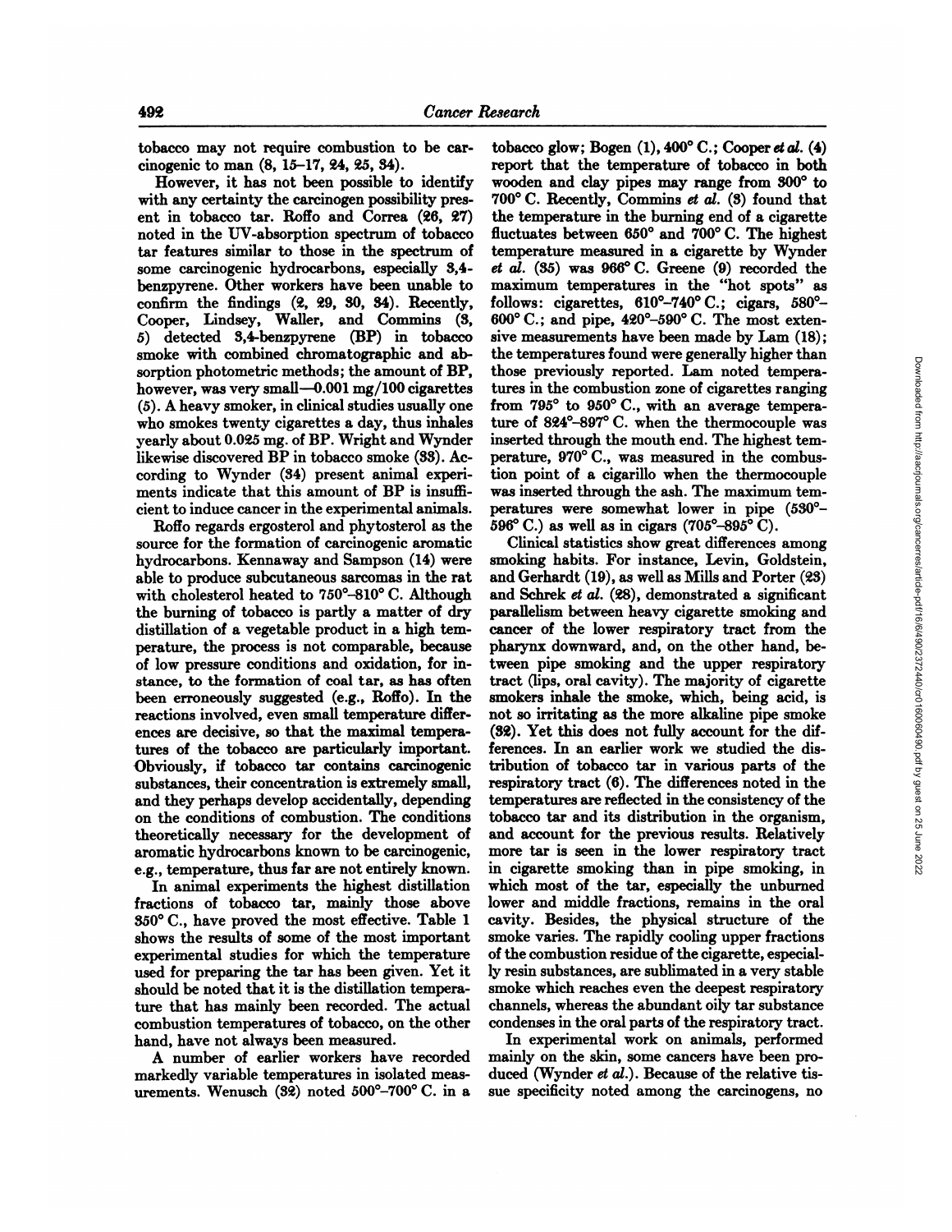tobacco may not require combustion to be carcinogenic to man (8, 15–17, 24, 25, 34).

However, it has not been possible to identify with any certainty the carcinogen possibility present in tobacco tar. Roffo and Correa (26, 27) noted in the UV-absorption spectrum of tobacco tar features similar to those in the spectrum of some carcinogenic hydrocarbons, especially 3,4-benzpyrene. Other workers have been unable to confirm the findings (2, 29, 30, 34). Recently, Cooper, Lindsey, Waller, and Commins (3, 5) detected 3,4-benzpyrene (BP) in tobacco smoke with combined chromatographic and absorption photometric methods; the amount of BP, however, was very small—0.001 mg/100 cigarettes (5). A heavy smoker, in clinical studies usually one who smokes twenty cigarettes a day, thus inhales yearly about 0.025 mg. of BP. Wright and Wynder likewise discovered BP in tobacco smoke (33). According to Wynder (34) present animal experiments indicate that this amount of BP is insufficient to induce cancer in the experimental animals.

Roffo regards ergosterol and phytosterol as the source for the formation of carcinogenic aromatic hydrocarbons. Kennaway and Sampson (14) were able to produce subcutaneous sarcomas in the rat with cholesterol heated to 750°–810° C. Although the burning of tobacco is partly a matter of dry distillation of a vegetable product in a high temperature, the process is not comparable, because of low pressure conditions and oxidation, for instance, to the formation of coal tar, as has often been erroneously suggested (e.g., Roffo). In the reactions involved, even small temperature differences are decisive, so that the maximal temperatures of the tobacco are particularly important. Obviously, if tobacco tar contains carcinogenic substances, their concentration is extremely small, and they perhaps develop accidentally, depending on the conditions of combustion. The conditions theoretically necessary for the development of aromatic hydrocarbons known to be carcinogenic, e.g., temperature, thus far are not entirely known.

In animal experiments the highest distillation fractions of tobacco tar, mainly those above 350° C., have proved the most effective. Table 1 shows the results of some of the most important experimental studies for which the temperature used for preparing the tar has been given. Yet it should be noted that it is the distillation temperature that has mainly been recorded. The actual combustion temperatures of tobacco, on the other hand, have not always been measured.

A number of earlier workers have recorded markedly variable temperatures in isolated measurements. Wenusch (32) noted 500°–700° C. in a tobacco glow; Bogen (1), 400° C.; Cooper *et al.* (4) report that the temperature of tobacco in both wooden and clay pipes may range from 300° to 700° C. Recently, Commins *et al.* (3) found that the temperature in the burning end of a cigarette fluctuates between 650° and 700° C. The highest temperature measured in a cigarette by Wynder *et al.* (35) was 966° C. Greene (9) recorded the maximum temperatures in the "hot spots" as follows: cigarettes, 610°–740° C.; cigars, 580°–600° C.; and pipe, 420°–590° C. The most extensive measurements have been made by Lam (18); the temperatures found were generally higher than those previously reported. Lam noted temperatures in the combustion zone of cigarettes ranging from 795° to 950° C., with an average temperature of 824°–897° C. when the thermocouple was inserted through the mouth end. The highest temperature, 970° C., was measured in the combustion point of a cigarillo when the thermocouple was inserted through the ash. The maximum temperatures were somewhat lower in pipe (530°–596° C.) as well as in cigars (705°–895° C).

Clinical statistics show great differences among smoking habits. For instance, Levin, Goldstein, and Gerhardt (19), as well as Mills and Porter (23) and Schrek *et al.* (28), demonstrated a significant parallelism between heavy cigarette smoking and cancer of the lower respiratory tract from the pharynx downward, and, on the other hand, between pipe smoking and the upper respiratory tract (lips, oral cavity). The majority of cigarette smokers inhale the smoke, which, being acid, is not so irritating as the more alkaline pipe smoke (32). Yet this does not fully account for the differences. In an earlier work we studied the distribution of tobacco tar in various parts of the respiratory tract (6). The differences noted in the temperatures are reflected in the consistency of the tobacco tar and its distribution in the organism, and account for the previous results. Relatively more tar is seen in the lower respiratory tract in cigarette smoking than in pipe smoking, in which most of the tar, especially the unburned lower and middle fractions, remains in the oral cavity. Besides, the physical structure of the smoke varies. The rapidly cooling upper fractions of the combustion residue of the cigarette, especially resin substances, are sublimated in a very stable smoke which reaches even the deepest respiratory channels, whereas the abundant oily tar substance condenses in the oral parts of the respiratory tract.

In experimental work on animals, performed mainly on the skin, some cancers have been produced (Wynder *et al.*). Because of the relative tissue specificity noted among the carcinogens, no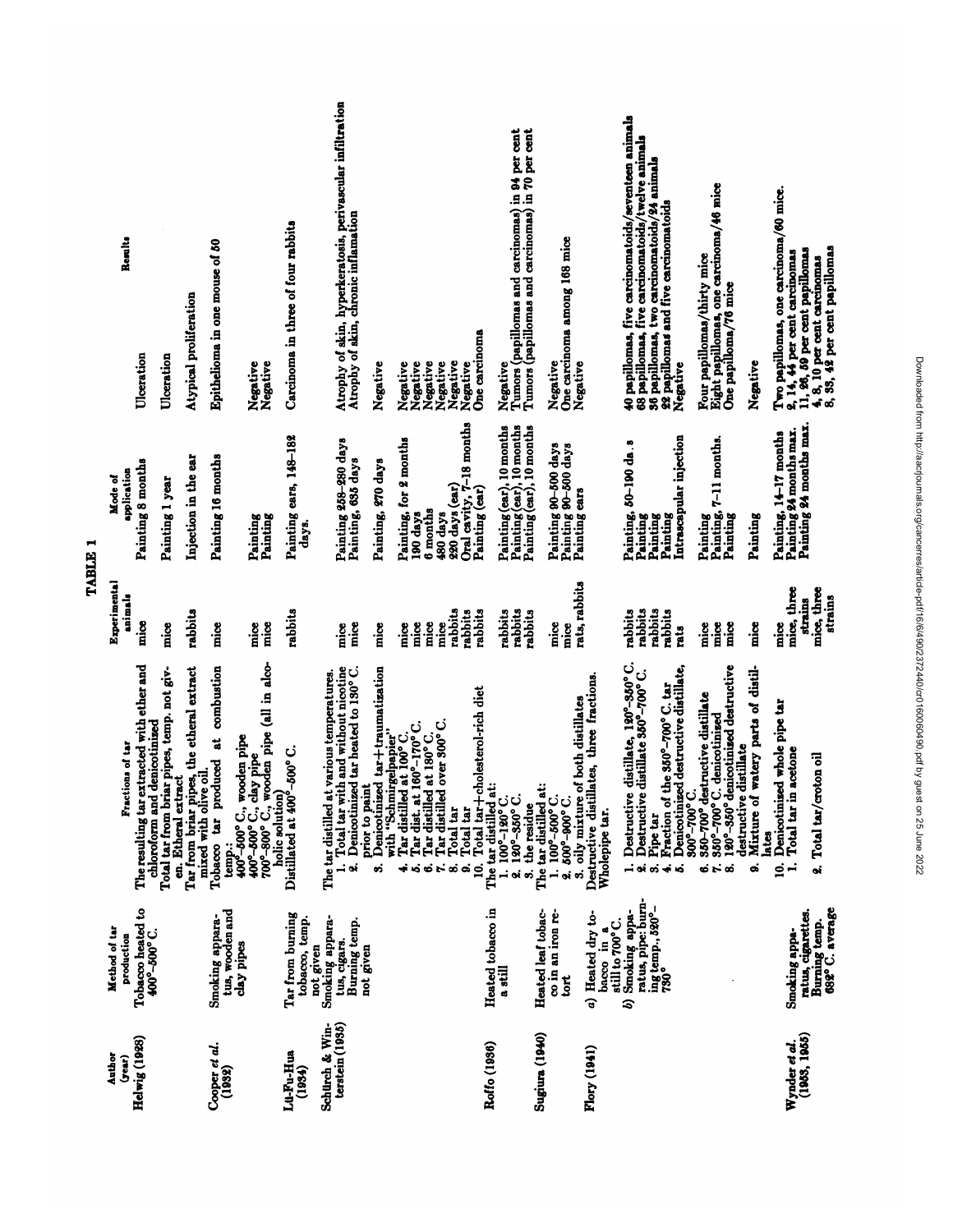TABLE 1

| Author (year) | Method of tar production | Fractions of tar | Experimental animals | Mode of application | Results |
|---|---|---|---|---|---|
| Helwig (1928) | Tobacco heated to 400°–500° C. | The resulting tar extracted with ether and chloroform and denicotinized | mice | Painting 8 months | Ulceration |
| | | Total tar from briar pipes, temp. not given. Etheral extract | mice | Painting 1 year | Ulceration |
| | | Tar from briar pipes, the etheral extract mixed with olive oil. | rabbits | Injection in the ear | Atypical proliferation |
| Cooper *et al.* (1932) | Smoking apparatus, wooden and clay pipes | Tobacco tar produced at combustion temp.: | mice | Painting 16 months | Epithelioma in one mouse of 50 |
| | | 400°–500° C., wooden pipe | | | |
| | | 400°–500° C., clay pipe | mice | Painting | Negative |
| | | 700°–800° C., wooden pipe (all in alcoholic solution) | mice | Painting | Negative |
| Lü-Fu-Hua (1934) | Tar from burning tobacco, temp. not given | Distillated at 400°–500° C. | rabbits | Painting ears, 148–182 days. | Carcinoma in three of four rabbits |
| Schürch & Winterstein (1935) | Smoking apparatus, cigars. Burning temp. not given | The tar distilled at various temperatures. | | | |
| | | 1. Total tar with and without nicotine | mice | Painting 258–280 days | Atrophy of skin, hyperkeratosis, perivascular infiltration |
| | | 2. Denicotinized tar heated to 130° C. prior to paint | mice | Painting, 635 days | Atrophy of skin, chronic inflamation |
| | | 3. Denicotinized tar+traumatization with "Schmirgelpapier" | mice | Painting, 270 days | Negative |
| | | 4. Tar distilled at 100° C. | mice | Painting, for 2 months | Negative |
| | | 5. Tar dist. at 160°–170° C. | mice | 190 days | Negative |
| | | 6. Tar distilled at 180° C. | mice | 6 months | Negative |
| | | 7. Tar distilled over 300° C. | mice | 480 days | Negative |
| | | 8. Total tar | rabbits | 220 days (ear) | Negative |
| | | 9. Total tar | rabbits | Oral cavity, 7–18 months | Negative |
| | | 10. Total tar+cholesterol-rich diet | rabbits | Painting (ear) | One carcinoma |
| Roffo (1936) | Heated tobacco in a still | The tar distilled at: | | | |
| | | 1. 100°–120° C. | rabbits | Painting (ear), 10 months | Negative |
| | | 2. 120°–350° C. | rabbits | Painting (ear), 10 months | Tumors (papillomas and carcinomas) in 94 per cent |
| | | 3. the residue | rabbits | Painting (ear), 10 months | Tumors (papillomas and carcinomas) in 70 per cent |
| Sugiura (1940) | Heated leaf tobacco in an iron retort | The tar distilled at: | | | |
| | | 1. 100°–500° C. | mice | Painting 90–500 days | Negative |
| | | 2. 500°–900° C. | mice | Painting 90–500 days | One carcinoma among 168 mice |
| | | 3. oily mixture of both distillates | rats, rabbits | Painting ears | Negative |
| Flory (1941) | *a)* Heated dry tobacco in a still to 700° C. | Destructive distillates, three fractions. | | | |
| | *b)* Smoking apparatus, pipe: burning temp., 520°–730° | Wholepipe tar. | | | |
| | | 1. Destructive distillate, 120°–350° C. | rabbits | Painting, 50–190 da. s | 40 papillomas, five carcinomatoids/seventeen animals |
| | | 2. Destructive distillate 350°–700° C. | rabbits | Painting | 68 papillomas, five carcinomatoids/twelve animals |
| | | 3. Pipe tar | rabbits | Painting | 36 papillomas, two carcinomatoids/24 animals |
| | | 4. Fraction of the 350°–700° C. tar | rabbits | Painting | 22 papillomas and five carcinomatoids |
| | | 5. Denicotinized destructive distillate, 300°–700° C. | rats | Intrascapular injection | Negative |
| | | 6. 350–700° destructive distillate | mice | Painting | Four papillomas/thirty mice |
| | | 7. 350°–700° C. denicotinized | mice | Painting, 7–11 months. | Eight papillomas, one carcinoma/46 mice |
| | | 8. 120°–350° denicotinized destructive distillate | mice | Painting | One papilloma/76 mice |
| | | 9. Mixture of watery parts of distillates | | | |
| | | 10. Denicotinized whole pipe tar | mice | Painting | Negative |
| Wynder *et al.* (1953, 1955) | Smoking apparatus, cigarettes. Burning temp. 682° C. average | 1. Total tar in acetone | mice | Painting, 14–17 months | Two papillomas, one carcinoma/60 mice. |
| | | | mice, three strains | Painting 24 months max. | 2, 14, 44 per cent carcinomas |
| | | | | | 11, 26, 59 per cent papillomas |
| | | 2. Total tar/croton oil | mice, three strains | Painting 24 months max. | 4, 8, 10 per cent carcinomas |
| | | | | | 8, 33, 42 per cent papillomas |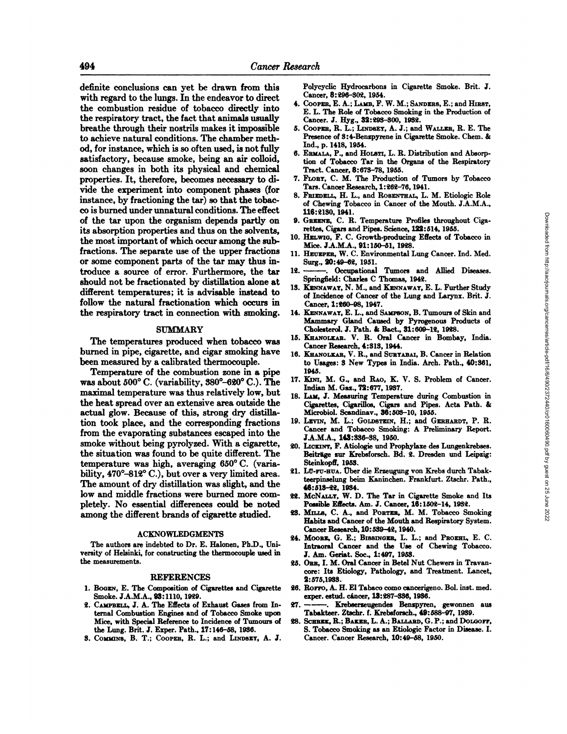definite conclusions can yet be drawn from this with regard to the lungs. In the endeavor to direct the combustion residue of tobacco directly into the respiratory tract, the fact that animals usually breathe through their nostrils makes it impossible to achieve natural conditions. The chamber method, for instance, which is so often used, is not fully satisfactory, because smoke, being an air colloid, soon changes in both its physical and chemical properties. It, therefore, becomes necessary to divide the experiment into component phases (for instance, by fractioning the tar) so that the tobacco is burned under unnatural conditions. The effect of the tar upon the organism depends partly on its absorption properties and thus on the solvents, the most important of which occur among the subfractions. The separate use of the upper fractions or some component parts of the tar may thus introduce a source of error. Furthermore, the tar should not be fractionated by distillation alone at different temperatures; it is advisable instead to follow the natural fractionation which occurs in the respiratory tract in connection with smoking.

## SUMMARY

The temperatures produced when tobacco was burned in pipe, cigarette, and cigar smoking have been measured by a calibrated thermocouple.

Temperature of the combustion zone in a pipe was about 500° C. (variability, 380°–620° C.). The maximal temperature was thus relatively low, but the heat spread over an extensive area outside the actual glow. Because of this, strong dry distillation took place, and the corresponding fractions from the evaporating substances escaped into the smoke without being pyrolyzed. With a cigarette, the situation was found to be quite different. The temperature was high, averaging 650° C. (variability, 470°–812° C.), but over a very limited area. The amount of dry distillation was slight, and the low and middle fractions were burned more completely. No essential differences could be noted among the different brands of cigarette studied.

## ACKNOWLEDGMENTS

The authors are indebted to Dr. E. Halonen, Ph.D., University of Helsinki, for constructing the thermocouple used in the measurements.

## REFERENCES

1. Bogen, E. The Composition of Cigarettes and Cigarette Smoke. J.A.M.A., 93:1110, 1929.
2. Campbell, J. A. The Effects of Exhaust Gases from Internal Combustion Engines and of Tobacco Smoke upon Mice, with Special Reference to Incidence of Tumours of the Lung. Brit. J. Exper. Path., 17:146–58, 1936.
3. Commins, B. T.; Cooper, R. L.; and Lindsey, A. J. Polycyclic Hydrocarbons in Cigarette Smoke. Brit. J. Cancer, 8:296–302, 1954.
4. Cooper, E. A.; Lamb, F. W. M.; Sanders, E.; and Hirst, E. L. The Role of Tobacco Smoking in the Production of Cancer. J. Hyg., 32:293–300, 1932.
5. Cooper, R. L.; Lindsey, A. J.; and Waller, R. E. The Presence of 3:4-Benzpyrene in Cigarette Smoke. Chem. & Ind., p. 1418, 1954.
6. Ermala, P., and Holsti, L. R. Distribution and Absorption of Tobacco Tar in the Organs of the Respiratory Tract. Cancer, 8:673–78, 1955.
7. Flory, C. M. The Production of Tumors by Tobacco Tars. Cancer Research, 1:262–76, 1941.
8. Friedell, H. L., and Rosenthal, L. M. Etiologic Role of Chewing Tobacco in Cancer of the Mouth. J.A.M.A., 116:2130, 1941.
9. Greene, C. R. Temperature Profiles throughout Cigarettes, Cigars and Pipes. Science, 122:514, 1955.
10. Helwig, F. C. Growth-producing Effects of Tobacco in Mice. J.A.M.A., 91:150–51, 1928.
11. Hueper, W. C. Environmental Lung Cancer. Ind. Med. Surg., 20:49–62, 1951.
12. ———. Occupational Tumors and Allied Diseases. Springfield: Charles C Thomas, 1942.
13. Kennaway, N. M., and Kennaway, E. L. Further Study of Incidence of Cancer of the Lung and Larynx. Brit. J. Cancer, 1:260–98, 1947.
14. Kennaway, E. L., and Sampson, B. Tumours of Skin and Mammary Gland Caused by Pyrogenous Products of Cholesterol. J. Path. & Bact., 31:609–12, 1928.
15. Khanolkar. V. R. Oral Cancer in Bombay, India. Cancer Research, 4:313, 1944.
16. Khanolkar, V. R., and Suryabai, B. Cancer in Relation to Usages: 3 New Types in India. Arch. Path., 40:361, 1945.
17. Kini, M. G., and Rao, K. V. S. Problem of Cancer. Indian M. Gaz., 72:677, 1937.
18. Lam, J. Measuring Temperature during Combustion in Cigarettes, Cigarillos, Cigars and Pipes. Acta Path. & Microbiol. Scandinav., 36:503–10, 1955.
19. Levin, M. L.; Goldstein, H.; and Gerhardt, P. R. Cancer and Tobacco Smoking: A Preliminary Report. J.A.M.A., 143:336–38, 1950.
20. Lickint, F. Ätiologie und Prophylaxe des Lungenkrebses. Beiträge zur Krebsforsch. Bd. 2. Dresden und Leipzig: Steinkopff, 1953.
21. Lü-fu-hua. Über die Erzeugung von Krebs durch Tabakteerpinselung beim Kaninchen. Frankfurt. Ztschr. Path., 46:513–22, 1934.
22. McNally, W. D. The Tar in Cigarette Smoke and Its Possible Effects. Am. J. Cancer, 16:1502–14, 1932.
23. Mills, C. A., and Porter, M. M. Tobacco Smoking Habits and Cancer of the Mouth and Respiratory System. Cancer Research, 10:539–42, 1940.
24. Moore, G. E.; Bissinger, L. L.; and Proehl, E. C. Intraoral Cancer and the Use of Chewing Tobacco. J. Am. Geriat. Soc., 1:497, 1953.
25. Orr, I. M. Oral Cancer in Betel Nut Chewers in Travancore: Its Etiology, Pathology, and Treatment. Lancet, 2:575,1933.
26. Roffo, A. H. El Tabaco como cancerigeno. Bol. inst. med. exper. estud. cáncer, 13:287–336, 1936.
27. ———. Krebserzeugendes Benzpyren, gewonnen aus Tabakteer. Ztschr. f. Krebsforsch., 49:588–97, 1939.
28. Schrek, R.; Baker, L. A.; Ballard, G. P.; and Dolgoff, S. Tobacco Smoking as an Etiologic Factor in Disease. I. Cancer. Cancer Research, 10:49–58, 1950.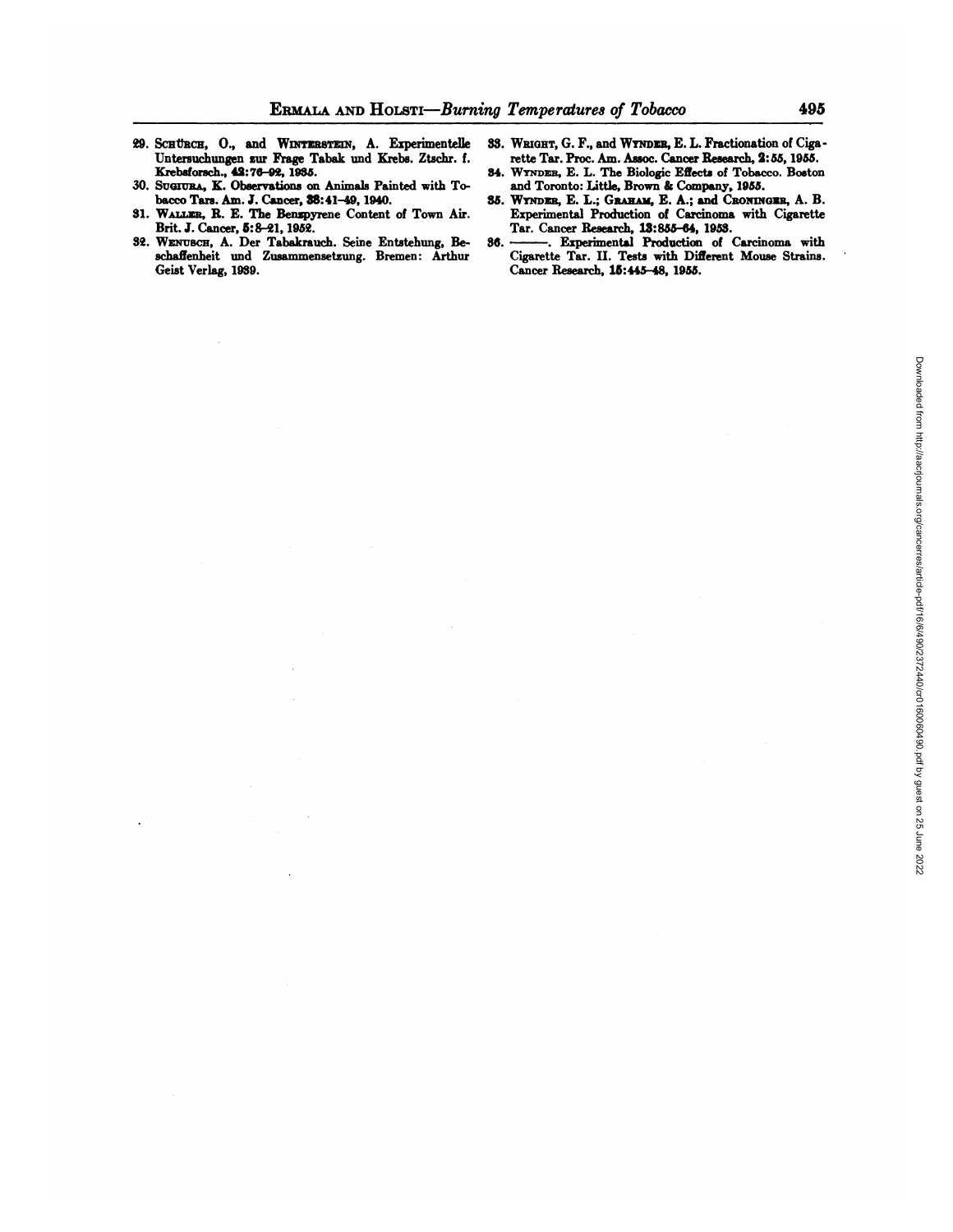29. Schürch, O., and Winterstein, A. Experimentelle Untersuchungen zur Frage Tabak und Krebs. Ztschr. f. Krebsforsch., 42:76–92, 1935.
30. Sugiura, K. Observations on Animals Painted with Tobacco Tars. Am. J. Cancer, 38:41–49, 1940.
31. Waller, R. E. The Benzpyrene Content of Town Air. Brit. J. Cancer, 6:8–21, 1952.
32. Wenusch, A. Der Tabakrauch. Seine Entstehung, Beschaffenheit und Zusammensetzung. Bremen: Arthur Geist Verlag, 1939.
33. Wright, G. F., and Wynder, E. L. Fractionation of Cigarette Tar. Proc. Am. Assoc. Cancer Research, 2:55, 1955.
34. Wynder, E. L. The Biologic Effects of Tobacco. Boston and Toronto: Little, Brown & Company, 1955.
35. Wynder, E. L.; Graham, E. A.; and Croninger, A. B. Experimental Production of Carcinoma with Cigarette Tar. Cancer Research, 13:855–64, 1953.
36. ———. Experimental Production of Carcinoma with Cigarette Tar. II. Tests with Different Mouse Strains. Cancer Research, 15:445–48, 1955.